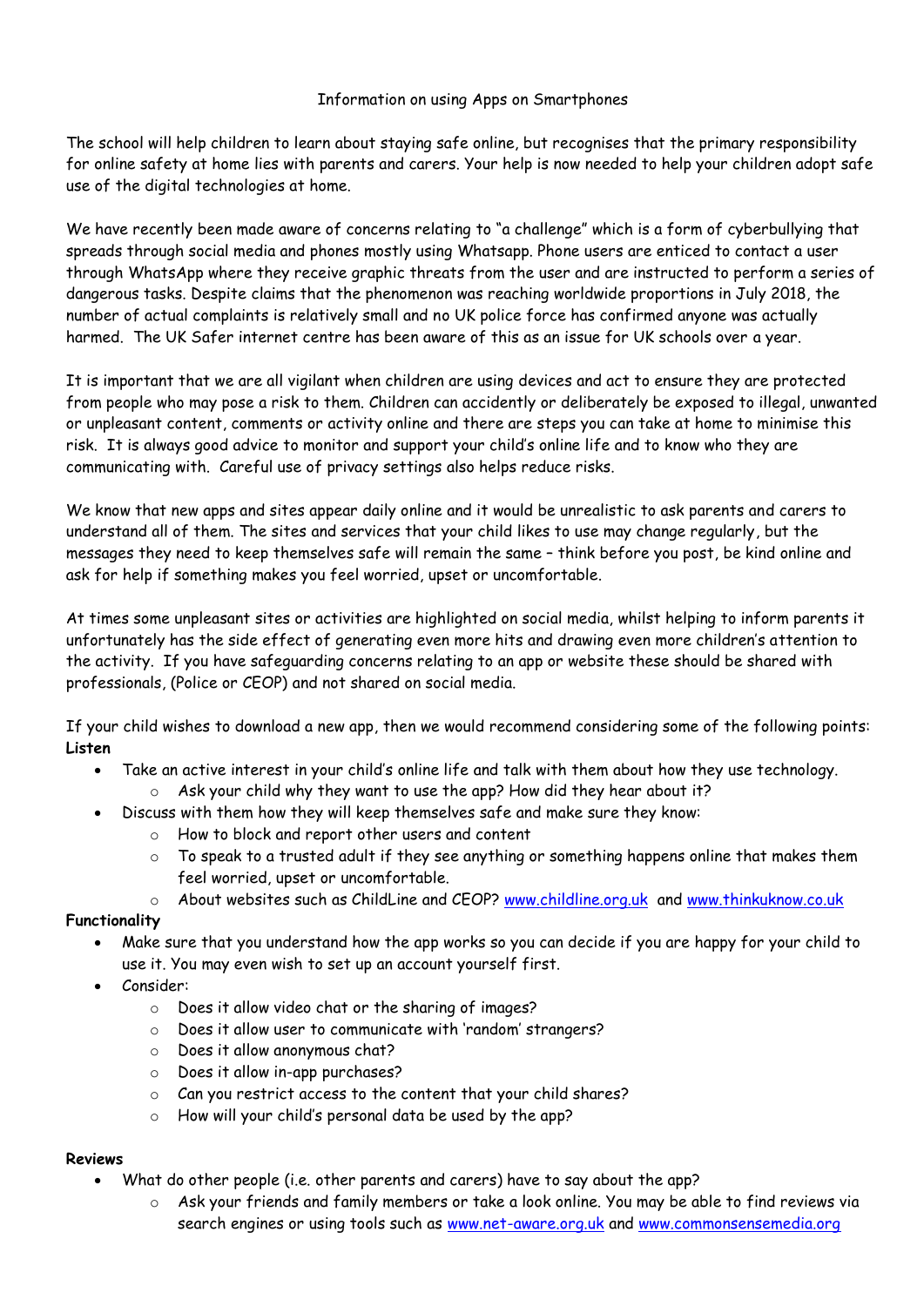Information on using Apps on Smartphones

The school will help children to learn about staying safe online, but recognises that the primary responsibility for online safety at home lies with parents and carers. Your help is now needed to help your children adopt safe use of the digital technologies at home.

We have recently been made aware of concerns relating to "a challenge" which is a form of cyberbullying that spreads through social media and phones mostly using Whatsapp. Phone users are enticed to contact a user through WhatsApp where they receive graphic threats from the user and are instructed to perform a series of dangerous tasks. Despite claims that the phenomenon was reaching worldwide proportions in July 2018, the number of actual complaints is relatively small and no UK police force has confirmed anyone was actually harmed. The UK Safer internet centre has been aware of this as an issue for UK schools over a year.

It is important that we are all vigilant when children are using devices and act to ensure they are protected from people who may pose a risk to them. Children can accidently or deliberately be exposed to illegal, unwanted or unpleasant content, comments or activity online and there are steps you can take at home to minimise this risk. It is always good advice to monitor and support your child's online life and to know who they are communicating with. Careful use of privacy settings also helps reduce risks.

We know that new apps and sites appear daily online and it would be unrealistic to ask parents and carers to understand all of them. The sites and services that your child likes to use may change regularly, but the messages they need to keep themselves safe will remain the same – think before you post, be kind online and ask for help if something makes you feel worried, upset or uncomfortable.

At times some unpleasant sites or activities are highlighted on social media, whilst helping to inform parents it unfortunately has the side effect of generating even more hits and drawing even more children's attention to the activity. If you have safeguarding concerns relating to an app or website these should be shared with professionals, (Police or CEOP) and not shared on social media.

If your child wishes to download a new app, then we would recommend considering some of the following points:

**Listen**

- Take an active interest in your child's online life and talk with them about how they use technology.
  - Ask your child why they want to use the app? How did they hear about it?
- Discuss with them how they will keep themselves safe and make sure they know:
  - How to block and report other users and content
  - To speak to a trusted adult if they see anything or something happens online that makes them feel worried, upset or uncomfortable.
  - About websites such as ChildLine and CEOP? www.childline.org.uk and www.thinkuknow.co.uk

**Functionality**

- Make sure that you understand how the app works so you can decide if you are happy for your child to use it. You may even wish to set up an account yourself first.
- Consider:
  - Does it allow video chat or the sharing of images?
  - Does it allow user to communicate with 'random' strangers?
  - Does it allow anonymous chat?
  - Does it allow in-app purchases?
  - Can you restrict access to the content that your child shares?
  - How will your child's personal data be used by the app?

**Reviews**

- What do other people (i.e. other parents and carers) have to say about the app?
  - Ask your friends and family members or take a look online. You may be able to find reviews via search engines or using tools such as www.net-aware.org.uk and www.commonsensemedia.org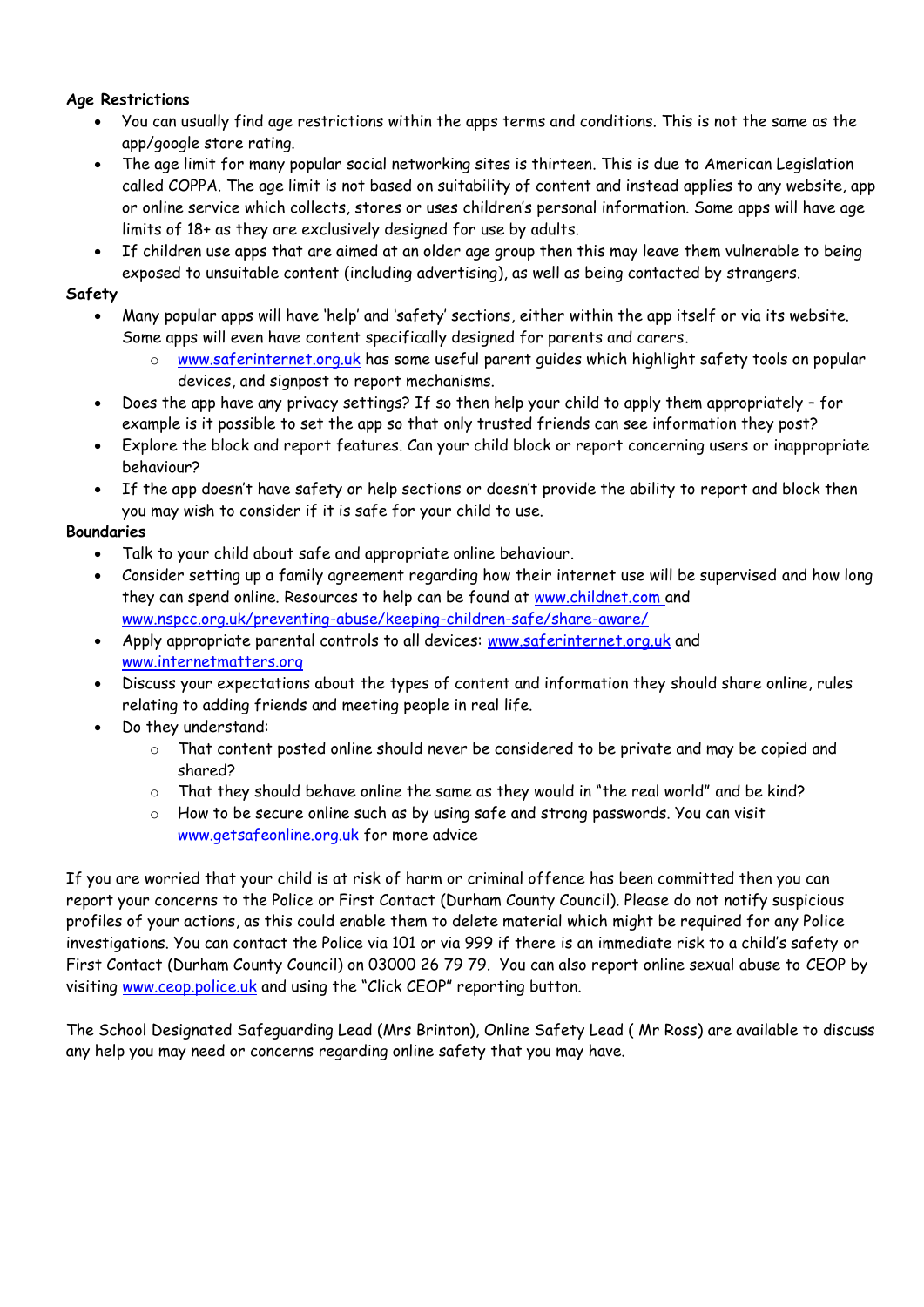**Age Restrictions**

- You can usually find age restrictions within the apps terms and conditions. This is not the same as the app/google store rating.
- The age limit for many popular social networking sites is thirteen. This is due to American Legislation called COPPA. The age limit is not based on suitability of content and instead applies to any website, app or online service which collects, stores or uses children's personal information. Some apps will have age limits of 18+ as they are exclusively designed for use by adults.
- If children use apps that are aimed at an older age group then this may leave them vulnerable to being exposed to unsuitable content (including advertising), as well as being contacted by strangers.

**Safety**

- Many popular apps will have 'help' and 'safety' sections, either within the app itself or via its website. Some apps will even have content specifically designed for parents and carers.
  - www.saferinternet.org.uk has some useful parent guides which highlight safety tools on popular devices, and signpost to report mechanisms.
- Does the app have any privacy settings? If so then help your child to apply them appropriately – for example is it possible to set the app so that only trusted friends can see information they post?
- Explore the block and report features. Can your child block or report concerning users or inappropriate behaviour?
- If the app doesn't have safety or help sections or doesn't provide the ability to report and block then you may wish to consider if it is safe for your child to use.

**Boundaries**

- Talk to your child about safe and appropriate online behaviour.
- Consider setting up a family agreement regarding how their internet use will be supervised and how long they can spend online. Resources to help can be found at www.childnet.com and www.nspcc.org.uk/preventing-abuse/keeping-children-safe/share-aware/
- Apply appropriate parental controls to all devices: www.saferinternet.org.uk and www.internetmatters.org
- Discuss your expectations about the types of content and information they should share online, rules relating to adding friends and meeting people in real life.
- Do they understand:
  - That content posted online should never be considered to be private and may be copied and shared?
  - That they should behave online the same as they would in "the real world" and be kind?
  - How to be secure online such as by using safe and strong passwords. You can visit www.getsafeonline.org.uk for more advice

If you are worried that your child is at risk of harm or criminal offence has been committed then you can report your concerns to the Police or First Contact (Durham County Council). Please do not notify suspicious profiles of your actions, as this could enable them to delete material which might be required for any Police investigations. You can contact the Police via 101 or via 999 if there is an immediate risk to a child's safety or First Contact (Durham County Council) on 03000 26 79 79. You can also report online sexual abuse to CEOP by visiting www.ceop.police.uk and using the "Click CEOP" reporting button.

The School Designated Safeguarding Lead (Mrs Brinton), Online Safety Lead ( Mr Ross) are available to discuss any help you may need or concerns regarding online safety that you may have.